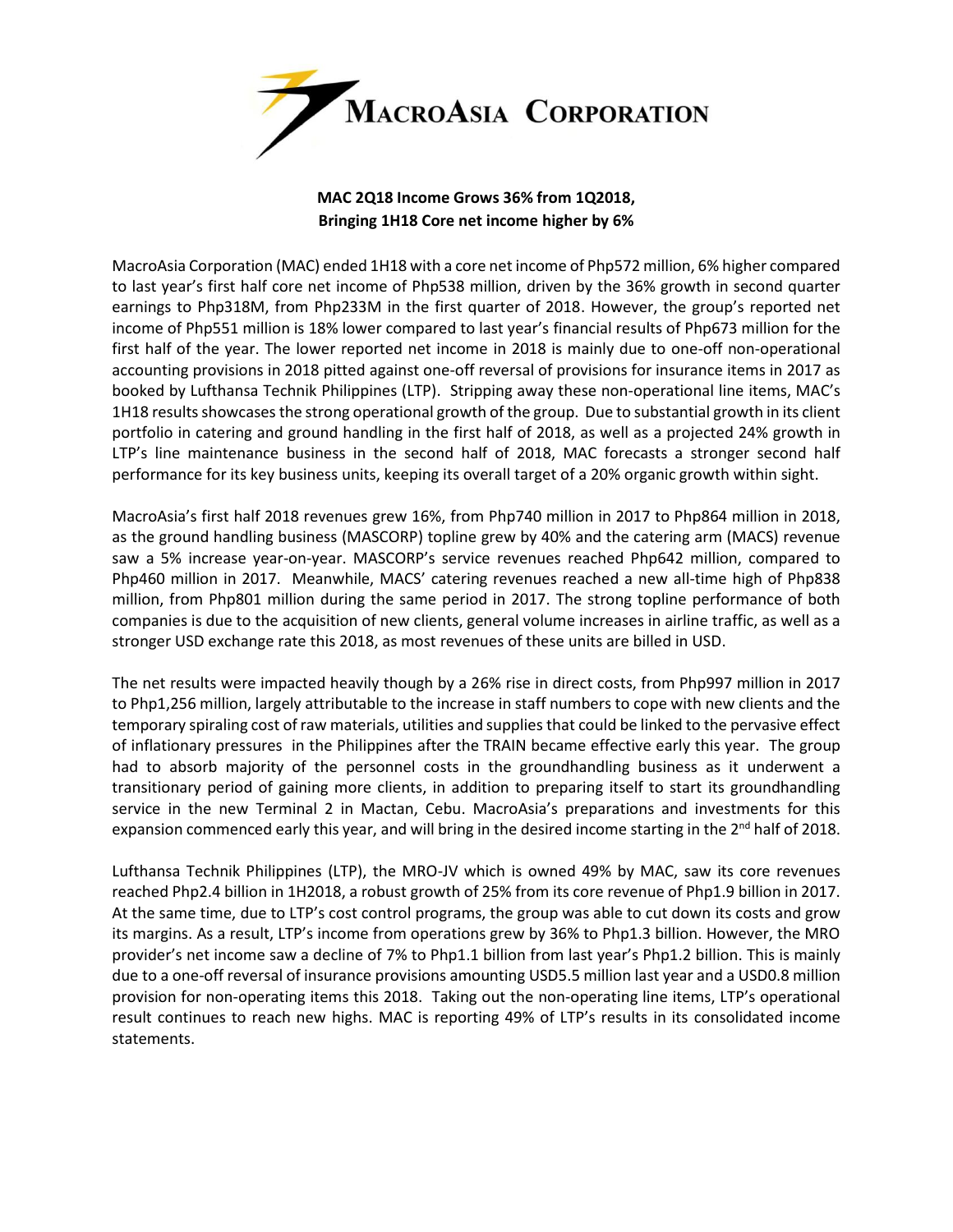# MacroAsia Corporation

**MAC 2Q18 Income Grows 36% from 1Q2018, Bringing 1H18 Core net income higher by 6%**

MacroAsia Corporation (MAC) ended 1H18 with a core net income of Php572 million, 6% higher compared to last year's first half core net income of Php538 million, driven by the 36% growth in second quarter earnings to Php318M, from Php233M in the first quarter of 2018. However, the group's reported net income of Php551 million is 18% lower compared to last year's financial results of Php673 million for the first half of the year. The lower reported net income in 2018 is mainly due to one-off non-operational accounting provisions in 2018 pitted against one-off reversal of provisions for insurance items in 2017 as booked by Lufthansa Technik Philippines (LTP). Stripping away these non-operational line items, MAC's 1H18 results showcases the strong operational growth of the group. Due to substantial growth in its client portfolio in catering and ground handling in the first half of 2018, as well as a projected 24% growth in LTP's line maintenance business in the second half of 2018, MAC forecasts a stronger second half performance for its key business units, keeping its overall target of a 20% organic growth within sight.

MacroAsia's first half 2018 revenues grew 16%, from Php740 million in 2017 to Php864 million in 2018, as the ground handling business (MASCORP) topline grew by 40% and the catering arm (MACS) revenue saw a 5% increase year-on-year. MASCORP's service revenues reached Php642 million, compared to Php460 million in 2017. Meanwhile, MACS' catering revenues reached a new all-time high of Php838 million, from Php801 million during the same period in 2017. The strong topline performance of both companies is due to the acquisition of new clients, general volume increases in airline traffic, as well as a stronger USD exchange rate this 2018, as most revenues of these units are billed in USD.

The net results were impacted heavily though by a 26% rise in direct costs, from Php997 million in 2017 to Php1,256 million, largely attributable to the increase in staff numbers to cope with new clients and the temporary spiraling cost of raw materials, utilities and supplies that could be linked to the pervasive effect of inflationary pressures in the Philippines after the TRAIN became effective early this year. The group had to absorb majority of the personnel costs in the groundhandling business as it underwent a transitionary period of gaining more clients, in addition to preparing itself to start its groundhandling service in the new Terminal 2 in Mactan, Cebu. MacroAsia's preparations and investments for this expansion commenced early this year, and will bring in the desired income starting in the 2nd half of 2018.

Lufthansa Technik Philippines (LTP), the MRO-JV which is owned 49% by MAC, saw its core revenues reached Php2.4 billion in 1H2018, a robust growth of 25% from its core revenue of Php1.9 billion in 2017. At the same time, due to LTP's cost control programs, the group was able to cut down its costs and grow its margins. As a result, LTP's income from operations grew by 36% to Php1.3 billion. However, the MRO provider's net income saw a decline of 7% to Php1.1 billion from last year's Php1.2 billion. This is mainly due to a one-off reversal of insurance provisions amounting USD5.5 million last year and a USD0.8 million provision for non-operating items this 2018. Taking out the non-operating line items, LTP's operational result continues to reach new highs. MAC is reporting 49% of LTP's results in its consolidated income statements.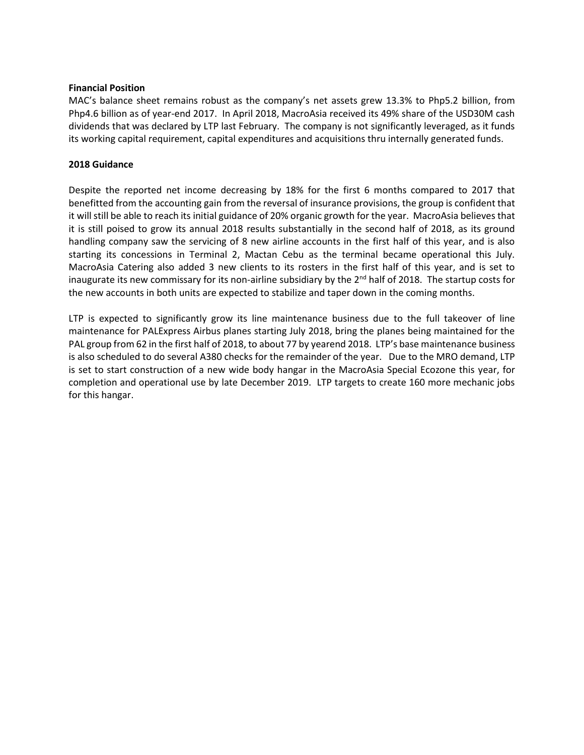**Financial Position**

MAC's balance sheet remains robust as the company's net assets grew 13.3% to Php5.2 billion, from Php4.6 billion as of year-end 2017. In April 2018, MacroAsia received its 49% share of the USD30M cash dividends that was declared by LTP last February. The company is not significantly leveraged, as it funds its working capital requirement, capital expenditures and acquisitions thru internally generated funds.

**2018 Guidance**

Despite the reported net income decreasing by 18% for the first 6 months compared to 2017 that benefitted from the accounting gain from the reversal of insurance provisions, the group is confident that it will still be able to reach its initial guidance of 20% organic growth for the year. MacroAsia believes that it is still poised to grow its annual 2018 results substantially in the second half of 2018, as its ground handling company saw the servicing of 8 new airline accounts in the first half of this year, and is also starting its concessions in Terminal 2, Mactan Cebu as the terminal became operational this July. MacroAsia Catering also added 3 new clients to its rosters in the first half of this year, and is set to inaugurate its new commissary for its non-airline subsidiary by the 2nd half of 2018. The startup costs for the new accounts in both units are expected to stabilize and taper down in the coming months.

LTP is expected to significantly grow its line maintenance business due to the full takeover of line maintenance for PALExpress Airbus planes starting July 2018, bring the planes being maintained for the PAL group from 62 in the first half of 2018, to about 77 by yearend 2018. LTP's base maintenance business is also scheduled to do several A380 checks for the remainder of the year. Due to the MRO demand, LTP is set to start construction of a new wide body hangar in the MacroAsia Special Ecozone this year, for completion and operational use by late December 2019. LTP targets to create 160 more mechanic jobs for this hangar.